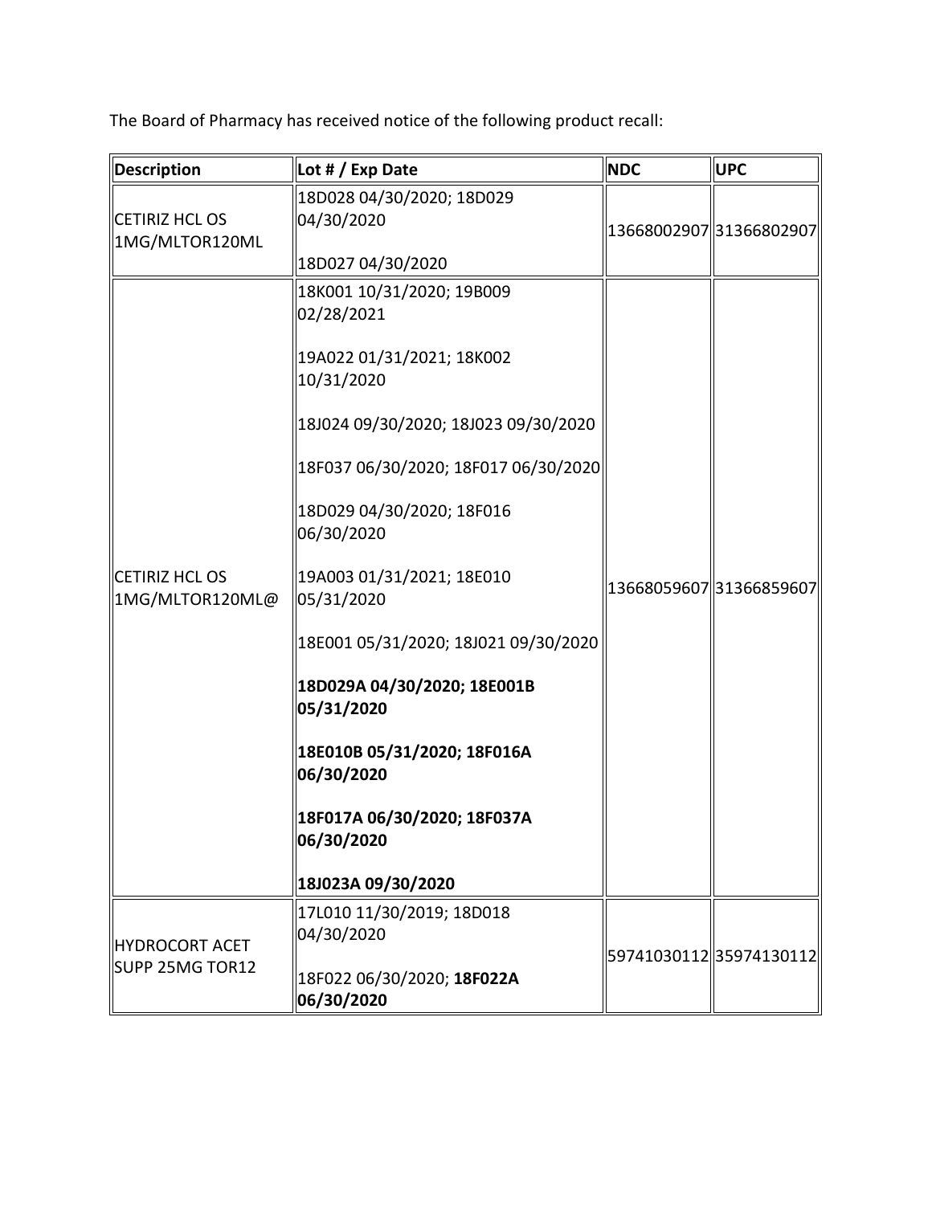The Board of Pharmacy has received notice of the following product recall:

| Description | Lot # / Exp Date | NDC | UPC |
|---|---|---|---|
| CETIRIZ HCL OS 1MG/MLTOR120ML | 18D028 04/30/2020; 18D029 04/30/2020<br><br>18D027 04/30/2020 | 13668002907 | 31366802907 |
| CETIRIZ HCL OS 1MG/MLTOR120ML@ | 18K001 10/31/2020; 19B009 02/28/2021<br><br>19A022 01/31/2021; 18K002 10/31/2020<br><br>18J024 09/30/2020; 18J023 09/30/2020<br><br>18F037 06/30/2020; 18F017 06/30/2020<br><br>18D029 04/30/2020; 18F016 06/30/2020<br><br>19A003 01/31/2021; 18E010 05/31/2020<br><br>18E001 05/31/2020; 18J021 09/30/2020<br><br>**18D029A 04/30/2020; 18E001B 05/31/2020**<br><br>**18E010B 05/31/2020; 18F016A 06/30/2020**<br><br>**18F017A 06/30/2020; 18F037A 06/30/2020**<br><br>**18J023A 09/30/2020** | 13668059607 | 31366859607 |
| HYDROCORT ACET SUPP 25MG TOR12 | 17L010 11/30/2019; 18D018 04/30/2020<br><br>18F022 06/30/2020; **18F022A 06/30/2020** | 59741030112 | 35974130112 |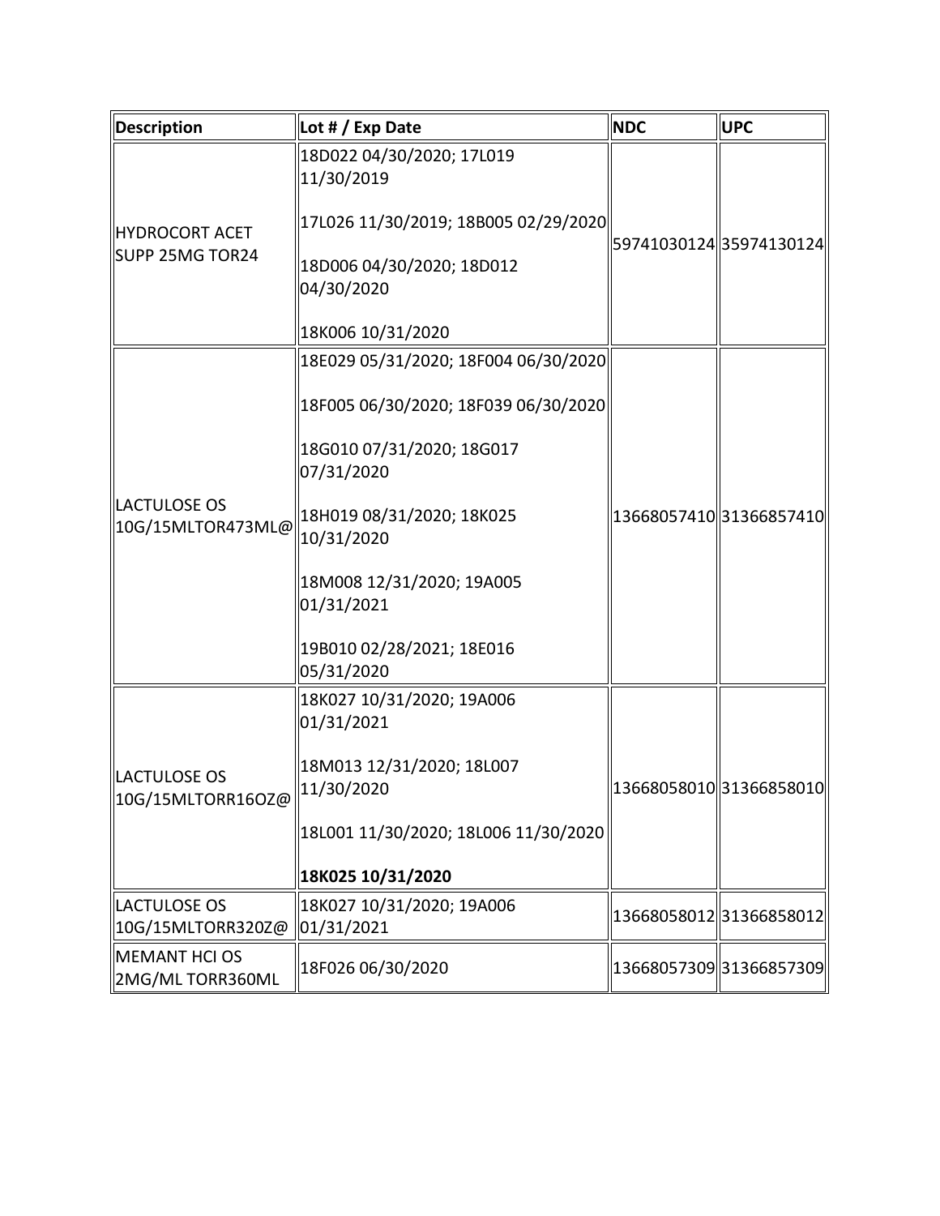| Description | Lot # / Exp Date | NDC | UPC |
|---|---|---|---|
| HYDROCORT ACET SUPP 25MG TOR24 | 18D022 04/30/2020; 17L019 11/30/2019<br><br>17L026 11/30/2019; 18B005 02/29/2020<br><br>18D006 04/30/2020; 18D012 04/30/2020<br><br>18K006 10/31/2020 | 59741030124 | 35974130124 |
| LACTULOSE OS 10G/15MLTOR473ML@ | 18E029 05/31/2020; 18F004 06/30/2020<br><br>18F005 06/30/2020; 18F039 06/30/2020<br><br>18G010 07/31/2020; 18G017 07/31/2020<br><br>18H019 08/31/2020; 18K025 10/31/2020<br><br>18M008 12/31/2020; 19A005 01/31/2021<br><br>19B010 02/28/2021; 18E016 05/31/2020 | 13668057410 | 31366857410 |
| LACTULOSE OS 10G/15MLTORR16OZ@ | 18K027 10/31/2020; 19A006 01/31/2021<br><br>18M013 12/31/2020; 18L007 11/30/2020<br><br>18L001 11/30/2020; 18L006 11/30/2020<br><br>**18K025 10/31/2020** | 13668058010 | 31366858010 |
| LACTULOSE OS 10G/15MLTORR32OZ@ | 18K027 10/31/2020; 19A006 01/31/2021 | 13668058012 | 31366858012 |
| MEMANT HCI OS 2MG/ML TORR360ML | 18F026 06/30/2020 | 13668057309 | 31366857309 |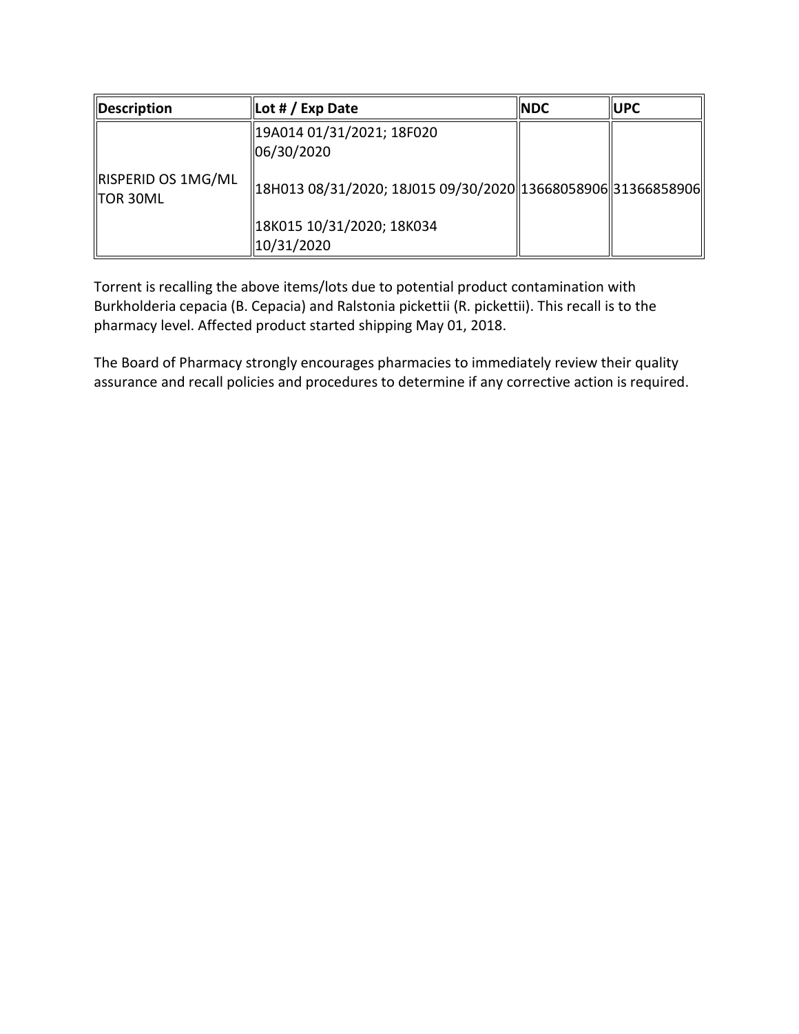| Description | Lot # / Exp Date | NDC | UPC |
|---|---|---|---|
| RISPERID OS 1MG/ML TOR 30ML | 19A014 01/31/2021; 18F020 06/30/2020<br><br>18H013 08/31/2020; 18J015 09/30/2020<br><br>18K015 10/31/2020; 18K034 10/31/2020 | 13668058906 | 31366858906 |

Torrent is recalling the above items/lots due to potential product contamination with Burkholderia cepacia (B. Cepacia) and Ralstonia pickettii (R. pickettii). This recall is to the pharmacy level. Affected product started shipping May 01, 2018.

The Board of Pharmacy strongly encourages pharmacies to immediately review their quality assurance and recall policies and procedures to determine if any corrective action is required.